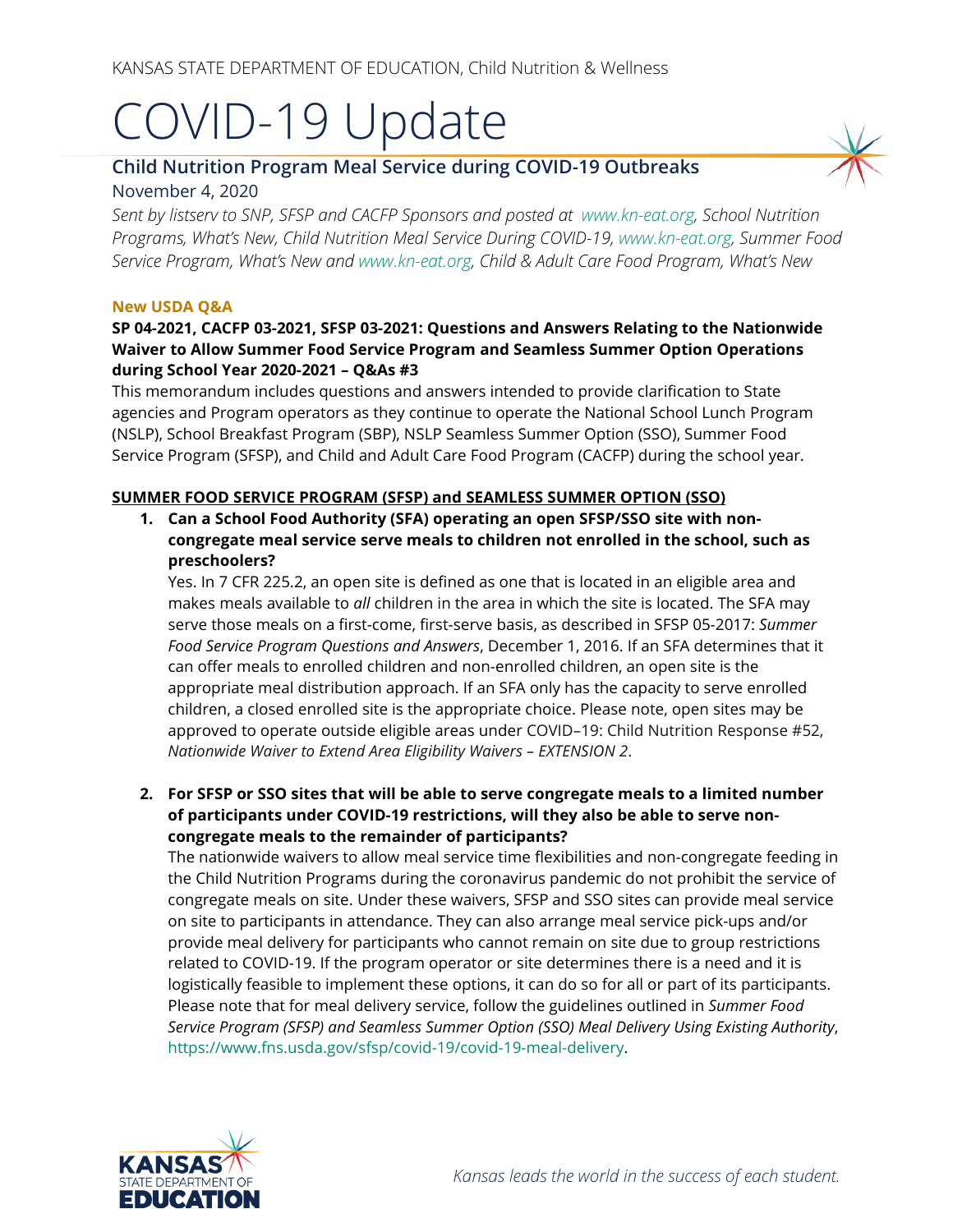KANSAS STATE DEPARTMENT OF EDUCATION, Child Nutrition & Wellness

# COVID-19 Update

## Child Nutrition Program Meal Service during COVID-19 Outbreaks

November 4, 2020

*Sent by listserv to SNP, SFSP and CACFP Sponsors and posted at www.kn-eat.org, School Nutrition Programs, What's New, Child Nutrition Meal Service During COVID-19, www.kn-eat.org, Summer Food Service Program, What's New and www.kn-eat.org, Child & Adult Care Food Program, What's New*

### New USDA Q&A

**SP 04-2021, CACFP 03-2021, SFSP 03-2021: Questions and Answers Relating to the Nationwide Waiver to Allow Summer Food Service Program and Seamless Summer Option Operations during School Year 2020-2021 – Q&As #3**

This memorandum includes questions and answers intended to provide clarification to State agencies and Program operators as they continue to operate the National School Lunch Program (NSLP), School Breakfast Program (SBP), NSLP Seamless Summer Option (SSO), Summer Food Service Program (SFSP), and Child and Adult Care Food Program (CACFP) during the school year.

**SUMMER FOOD SERVICE PROGRAM (SFSP) and SEAMLESS SUMMER OPTION (SSO)**

1. **Can a School Food Authority (SFA) operating an open SFSP/SSO site with non-congregate meal service serve meals to children not enrolled in the school, such as preschoolers?**
   Yes. In 7 CFR 225.2, an open site is defined as one that is located in an eligible area and makes meals available to *all* children in the area in which the site is located. The SFA may serve those meals on a first-come, first-serve basis, as described in SFSP 05-2017: *Summer Food Service Program Questions and Answers*, December 1, 2016. If an SFA determines that it can offer meals to enrolled children and non-enrolled children, an open site is the appropriate meal distribution approach. If an SFA only has the capacity to serve enrolled children, a closed enrolled site is the appropriate choice. Please note, open sites may be approved to operate outside eligible areas under COVID–19: Child Nutrition Response #52, *Nationwide Waiver to Extend Area Eligibility Waivers – EXTENSION 2*.

2. **For SFSP or SSO sites that will be able to serve congregate meals to a limited number of participants under COVID-19 restrictions, will they also be able to serve non-congregate meals to the remainder of participants?**
   The nationwide waivers to allow meal service time flexibilities and non-congregate feeding in the Child Nutrition Programs during the coronavirus pandemic do not prohibit the service of congregate meals on site. Under these waivers, SFSP and SSO sites can provide meal service on site to participants in attendance. They can also arrange meal service pick-ups and/or provide meal delivery for participants who cannot remain on site due to group restrictions related to COVID-19. If the program operator or site determines there is a need and it is logistically feasible to implement these options, it can do so for all or part of its participants. Please note that for meal delivery service, follow the guidelines outlined in *Summer Food Service Program (SFSP) and Seamless Summer Option (SSO) Meal Delivery Using Existing Authority*, https://www.fns.usda.gov/sfsp/covid-19/covid-19-meal-delivery.

*Kansas leads the world in the success of each student.*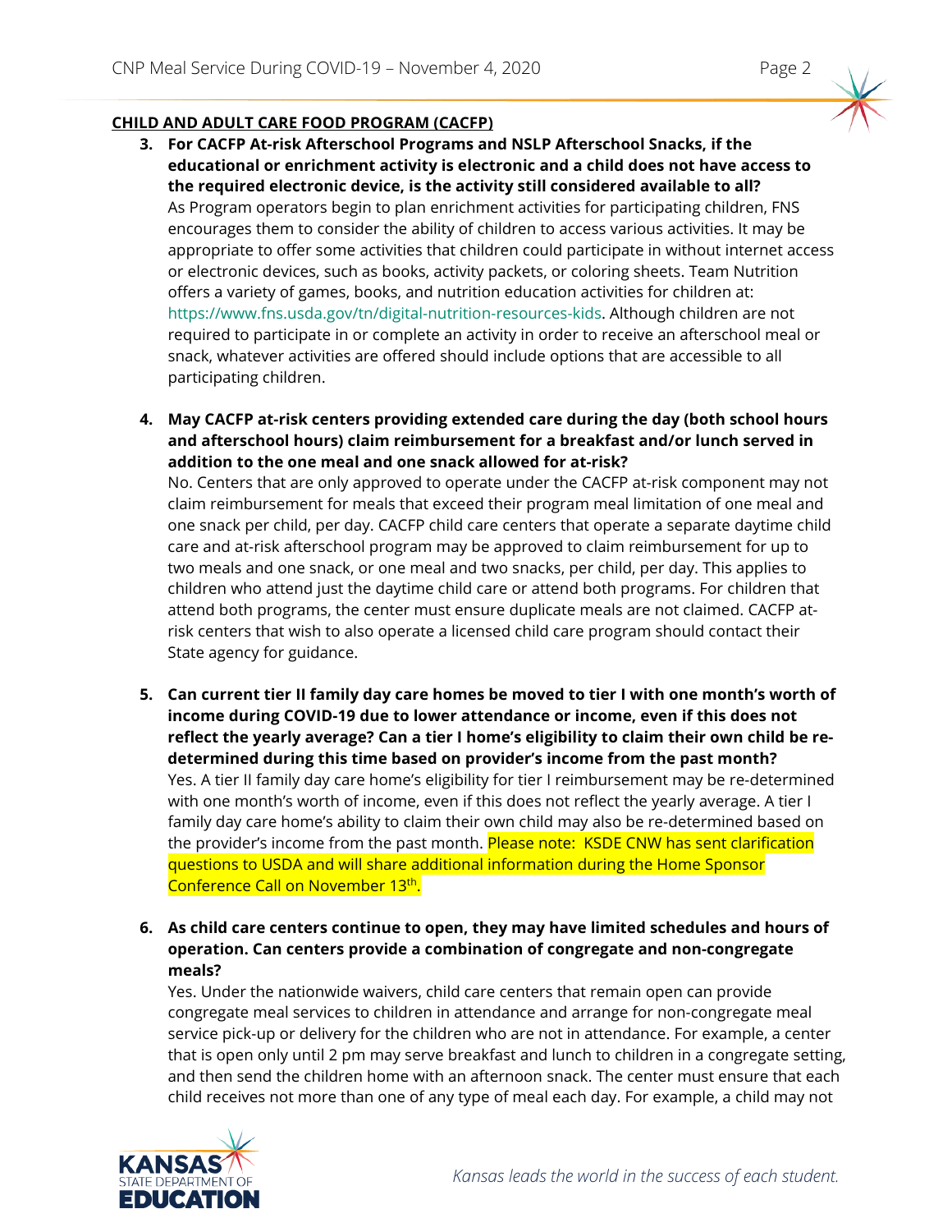## CHILD AND ADULT CARE FOOD PROGRAM (CACFP)

3. **For CACFP At-risk Afterschool Programs and NSLP Afterschool Snacks, if the educational or enrichment activity is electronic and a child does not have access to the required electronic device, is the activity still considered available to all?**
   As Program operators begin to plan enrichment activities for participating children, FNS encourages them to consider the ability of children to access various activities. It may be appropriate to offer some activities that children could participate in without internet access or electronic devices, such as books, activity packets, or coloring sheets. Team Nutrition offers a variety of games, books, and nutrition education activities for children at: https://www.fns.usda.gov/tn/digital-nutrition-resources-kids. Although children are not required to participate in or complete an activity in order to receive an afterschool meal or snack, whatever activities are offered should include options that are accessible to all participating children.

4. **May CACFP at-risk centers providing extended care during the day (both school hours and afterschool hours) claim reimbursement for a breakfast and/or lunch served in addition to the one meal and one snack allowed for at-risk?**
   No. Centers that are only approved to operate under the CACFP at-risk component may not claim reimbursement for meals that exceed their program meal limitation of one meal and one snack per child, per day. CACFP child care centers that operate a separate daytime child care and at-risk afterschool program may be approved to claim reimbursement for up to two meals and one snack, or one meal and two snacks, per child, per day. This applies to children who attend just the daytime child care or attend both programs. For children that attend both programs, the center must ensure duplicate meals are not claimed. CACFP at-risk centers that wish to also operate a licensed child care program should contact their State agency for guidance.

5. **Can current tier II family day care homes be moved to tier I with one month's worth of income during COVID-19 due to lower attendance or income, even if this does not reflect the yearly average? Can a tier I home's eligibility to claim their own child be re-determined during this time based on provider's income from the past month?**
   Yes. A tier II family day care home's eligibility for tier I reimbursement may be re-determined with one month's worth of income, even if this does not reflect the yearly average. A tier I family day care home's ability to claim their own child may also be re-determined based on the provider's income from the past month. Please note: KSDE CNW has sent clarification questions to USDA and will share additional information during the Home Sponsor Conference Call on November 13th.

6. **As child care centers continue to open, they may have limited schedules and hours of operation. Can centers provide a combination of congregate and non-congregate meals?**
   Yes. Under the nationwide waivers, child care centers that remain open can provide congregate meal services to children in attendance and arrange for non-congregate meal service pick-up or delivery for the children who are not in attendance. For example, a center that is open only until 2 pm may serve breakfast and lunch to children in a congregate setting, and then send the children home with an afternoon snack. The center must ensure that each child receives not more than one of any type of meal each day. For example, a child may not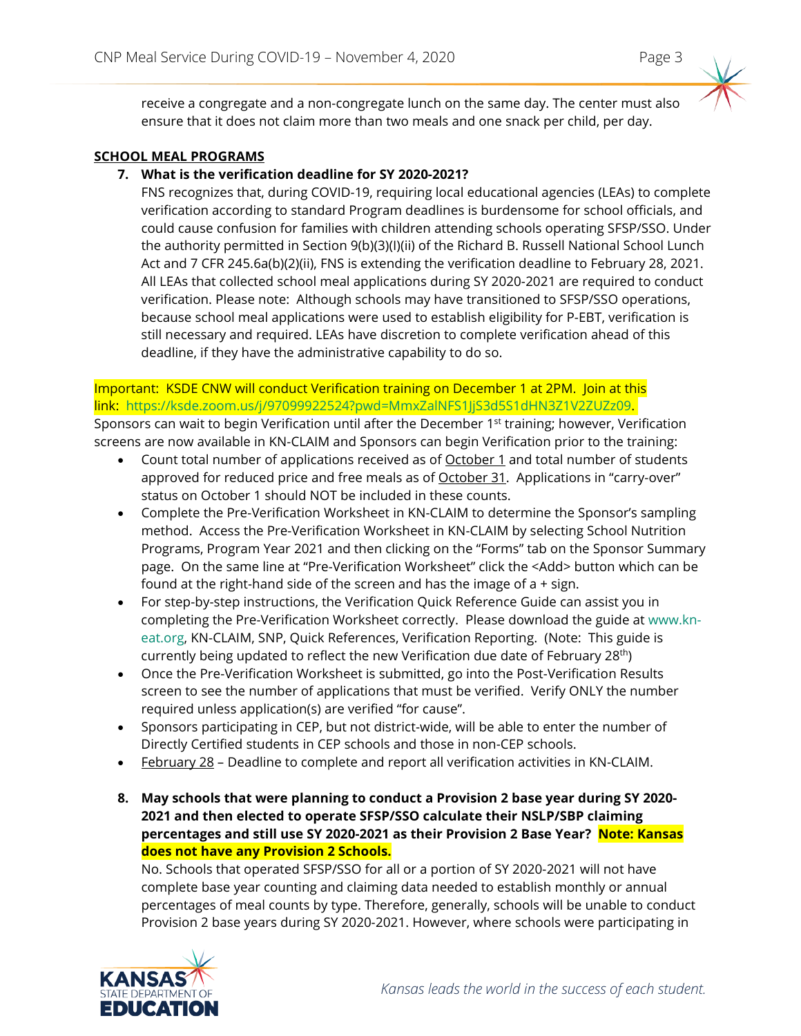receive a congregate and a non-congregate lunch on the same day. The center must also ensure that it does not claim more than two meals and one snack per child, per day.

## SCHOOL MEAL PROGRAMS

7. **What is the verification deadline for SY 2020-2021?**

   FNS recognizes that, during COVID-19, requiring local educational agencies (LEAs) to complete verification according to standard Program deadlines is burdensome for school officials, and could cause confusion for families with children attending schools operating SFSP/SSO. Under the authority permitted in Section 9(b)(3)(I)(ii) of the Richard B. Russell National School Lunch Act and 7 CFR 245.6a(b)(2)(ii), FNS is extending the verification deadline to February 28, 2021. All LEAs that collected school meal applications during SY 2020-2021 are required to conduct verification. Please note: Although schools may have transitioned to SFSP/SSO operations, because school meal applications were used to establish eligibility for P-EBT, verification is still necessary and required. LEAs have discretion to complete verification ahead of this deadline, if they have the administrative capability to do so.

Important: KSDE CNW will conduct Verification training on December 1 at 2PM. Join at this link: https://ksde.zoom.us/j/97099922524?pwd=MmxZalNFS1JjS3d5S1dHN3Z1V2ZUZz09.

Sponsors can wait to begin Verification until after the December 1st training; however, Verification screens are now available in KN-CLAIM and Sponsors can begin Verification prior to the training:

- Count total number of applications received as of October 1 and total number of students approved for reduced price and free meals as of October 31. Applications in "carry-over" status on October 1 should NOT be included in these counts.
- Complete the Pre-Verification Worksheet in KN-CLAIM to determine the Sponsor's sampling method. Access the Pre-Verification Worksheet in KN-CLAIM by selecting School Nutrition Programs, Program Year 2021 and then clicking on the "Forms" tab on the Sponsor Summary page. On the same line at "Pre-Verification Worksheet" click the <Add> button which can be found at the right-hand side of the screen and has the image of a + sign.
- For step-by-step instructions, the Verification Quick Reference Guide can assist you in completing the Pre-Verification Worksheet correctly. Please download the guide at www.kn-eat.org, KN-CLAIM, SNP, Quick References, Verification Reporting. (Note: This guide is currently being updated to reflect the new Verification due date of February 28th)
- Once the Pre-Verification Worksheet is submitted, go into the Post-Verification Results screen to see the number of applications that must be verified. Verify ONLY the number required unless application(s) are verified "for cause".
- Sponsors participating in CEP, but not district-wide, will be able to enter the number of Directly Certified students in CEP schools and those in non-CEP schools.
- February 28 – Deadline to complete and report all verification activities in KN-CLAIM.

8. **May schools that were planning to conduct a Provision 2 base year during SY 2020-2021 and then elected to operate SFSP/SSO calculate their NSLP/SBP claiming percentages and still use SY 2020-2021 as their Provision 2 Base Year? Note: Kansas does not have any Provision 2 Schools.**

   No. Schools that operated SFSP/SSO for all or a portion of SY 2020-2021 will not have complete base year counting and claiming data needed to establish monthly or annual percentages of meal counts by type. Therefore, generally, schools will be unable to conduct Provision 2 base years during SY 2020-2021. However, where schools were participating in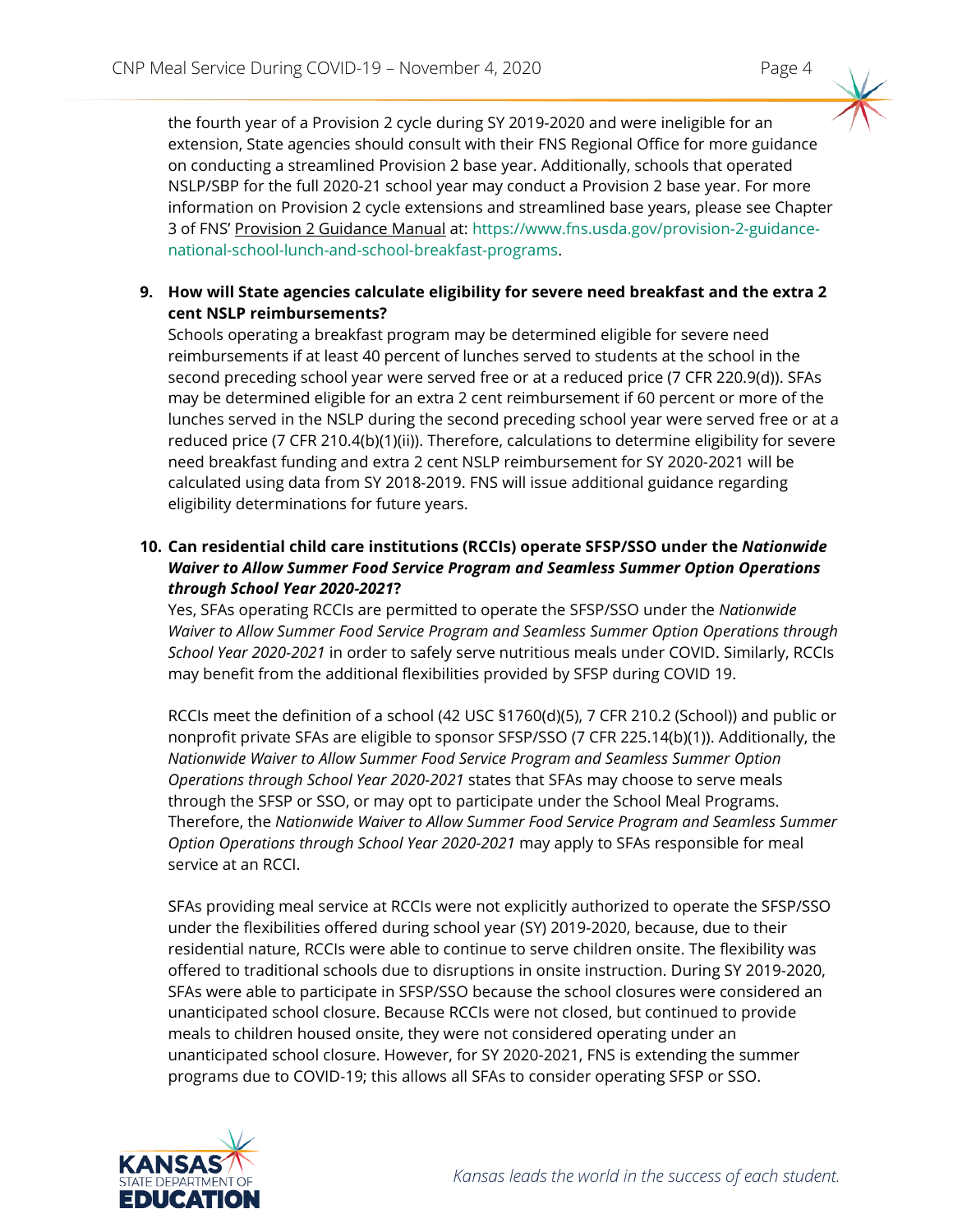the fourth year of a Provision 2 cycle during SY 2019-2020 and were ineligible for an extension, State agencies should consult with their FNS Regional Office for more guidance on conducting a streamlined Provision 2 base year. Additionally, schools that operated NSLP/SBP for the full 2020-21 school year may conduct a Provision 2 base year. For more information on Provision 2 cycle extensions and streamlined base years, please see Chapter 3 of FNS' Provision 2 Guidance Manual at: https://www.fns.usda.gov/provision-2-guidance-national-school-lunch-and-school-breakfast-programs.

9. **How will State agencies calculate eligibility for severe need breakfast and the extra 2 cent NSLP reimbursements?**
   Schools operating a breakfast program may be determined eligible for severe need reimbursements if at least 40 percent of lunches served to students at the school in the second preceding school year were served free or at a reduced price (7 CFR 220.9(d)). SFAs may be determined eligible for an extra 2 cent reimbursement if 60 percent or more of the lunches served in the NSLP during the second preceding school year were served free or at a reduced price (7 CFR 210.4(b)(1)(ii)). Therefore, calculations to determine eligibility for severe need breakfast funding and extra 2 cent NSLP reimbursement for SY 2020-2021 will be calculated using data from SY 2018-2019. FNS will issue additional guidance regarding eligibility determinations for future years.

10. **Can residential child care institutions (RCCIs) operate SFSP/SSO under the *Nationwide Waiver to Allow Summer Food Service Program and Seamless Summer Option Operations through School Year 2020-2021*?**
    Yes, SFAs operating RCCIs are permitted to operate the SFSP/SSO under the *Nationwide Waiver to Allow Summer Food Service Program and Seamless Summer Option Operations through School Year 2020-2021* in order to safely serve nutritious meals under COVID. Similarly, RCCIs may benefit from the additional flexibilities provided by SFSP during COVID 19.

    RCCIs meet the definition of a school (42 USC §1760(d)(5), 7 CFR 210.2 (School)) and public or nonprofit private SFAs are eligible to sponsor SFSP/SSO (7 CFR 225.14(b)(1)). Additionally, the *Nationwide Waiver to Allow Summer Food Service Program and Seamless Summer Option Operations through School Year 2020-2021* states that SFAs may choose to serve meals through the SFSP or SSO, or may opt to participate under the School Meal Programs. Therefore, the *Nationwide Waiver to Allow Summer Food Service Program and Seamless Summer Option Operations through School Year 2020-2021* may apply to SFAs responsible for meal service at an RCCI.

    SFAs providing meal service at RCCIs were not explicitly authorized to operate the SFSP/SSO under the flexibilities offered during school year (SY) 2019-2020, because, due to their residential nature, RCCIs were able to continue to serve children onsite. The flexibility was offered to traditional schools due to disruptions in onsite instruction. During SY 2019-2020, SFAs were able to participate in SFSP/SSO because the school closures were considered an unanticipated school closure. Because RCCIs were not closed, but continued to provide meals to children housed onsite, they were not considered operating under an unanticipated school closure. However, for SY 2020-2021, FNS is extending the summer programs due to COVID-19; this allows all SFAs to consider operating SFSP or SSO.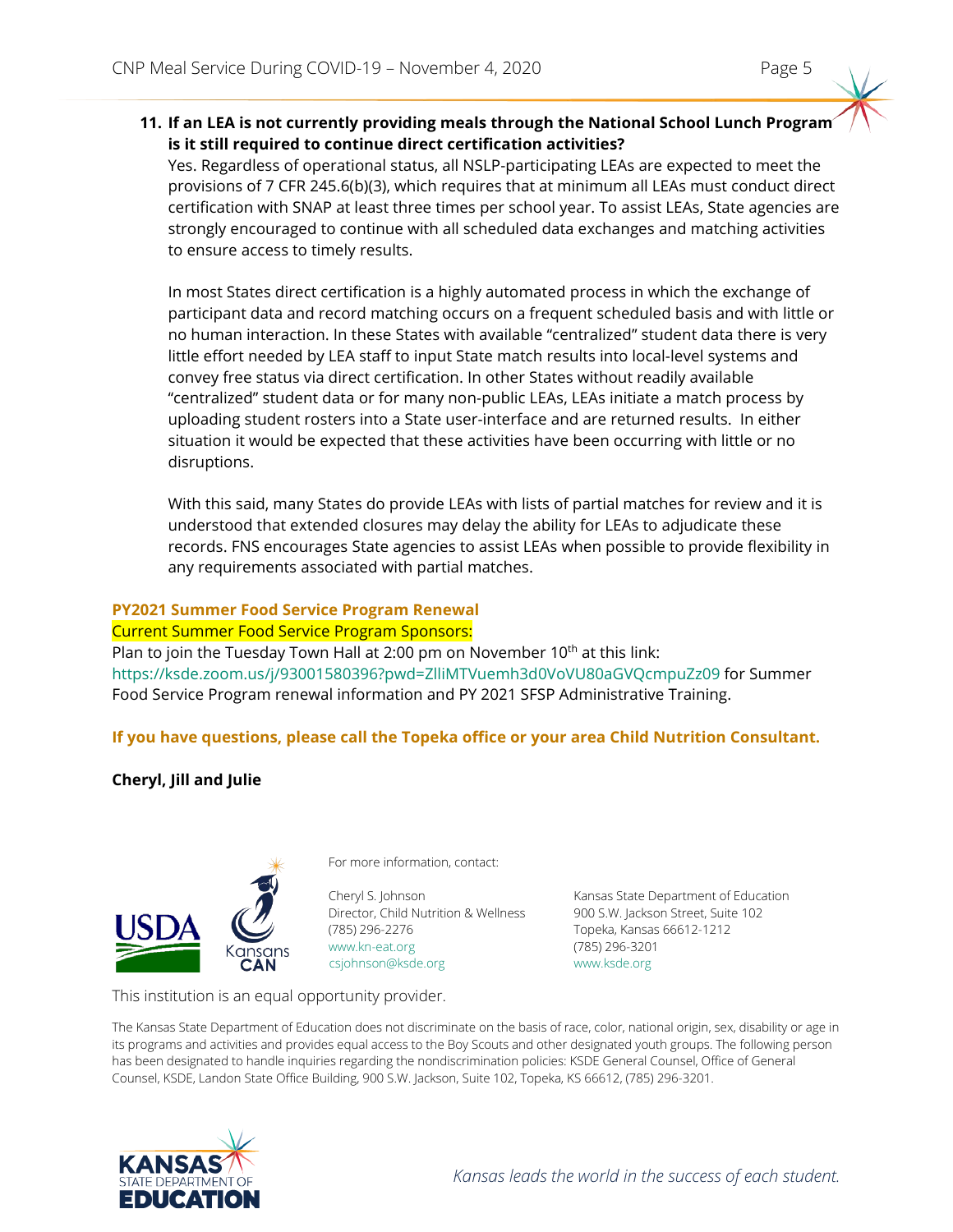**11. If an LEA is not currently providing meals through the National School Lunch Program is it still required to continue direct certification activities?**

Yes. Regardless of operational status, all NSLP-participating LEAs are expected to meet the provisions of 7 CFR 245.6(b)(3), which requires that at minimum all LEAs must conduct direct certification with SNAP at least three times per school year. To assist LEAs, State agencies are strongly encouraged to continue with all scheduled data exchanges and matching activities to ensure access to timely results.

In most States direct certification is a highly automated process in which the exchange of participant data and record matching occurs on a frequent scheduled basis and with little or no human interaction. In these States with available "centralized" student data there is very little effort needed by LEA staff to input State match results into local-level systems and convey free status via direct certification. In other States without readily available "centralized" student data or for many non-public LEAs, LEAs initiate a match process by uploading student rosters into a State user-interface and are returned results. In either situation it would be expected that these activities have been occurring with little or no disruptions.

With this said, many States do provide LEAs with lists of partial matches for review and it is understood that extended closures may delay the ability for LEAs to adjudicate these records. FNS encourages State agencies to assist LEAs when possible to provide flexibility in any requirements associated with partial matches.

**PY2021 Summer Food Service Program Renewal**

Current Summer Food Service Program Sponsors:

Plan to join the Tuesday Town Hall at 2:00 pm on November 10th at this link: https://ksde.zoom.us/j/93001580396?pwd=ZlliMTVuemh3d0VoVU80aGVQcmpuZz09 for Summer Food Service Program renewal information and PY 2021 SFSP Administrative Training.

**If you have questions, please call the Topeka office or your area Child Nutrition Consultant.**

**Cheryl, Jill and Julie**

For more information, contact:

Cheryl S. Johnson
Director, Child Nutrition & Wellness
(785) 296-2276
www.kn-eat.org
csjohnson@ksde.org

Kansas State Department of Education
900 S.W. Jackson Street, Suite 102
Topeka, Kansas 66612-1212
(785) 296-3201
www.ksde.org

This institution is an equal opportunity provider.

The Kansas State Department of Education does not discriminate on the basis of race, color, national origin, sex, disability or age in its programs and activities and provides equal access to the Boy Scouts and other designated youth groups. The following person has been designated to handle inquiries regarding the nondiscrimination policies: KSDE General Counsel, Office of General Counsel, KSDE, Landon State Office Building, 900 S.W. Jackson, Suite 102, Topeka, KS 66612, (785) 296-3201.

*Kansas leads the world in the success of each student.*